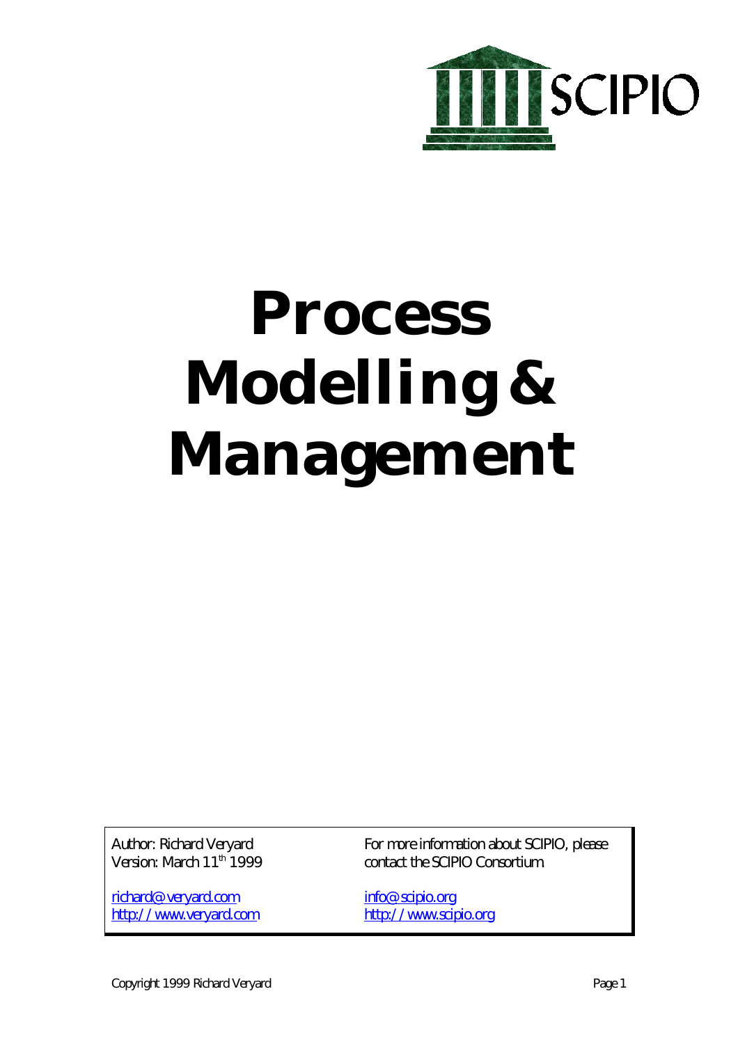SCIPIO

# Process Modelling & Management

Author: Richard Veryard
Version: March 11th 1999

richard@veryard.com
http://www.veryard.com

For more information about SCIPIO, please contact the SCIPIO Consortium

info@scipio.org
http://www.scipio.org

Copyright 1999 Richard Veryard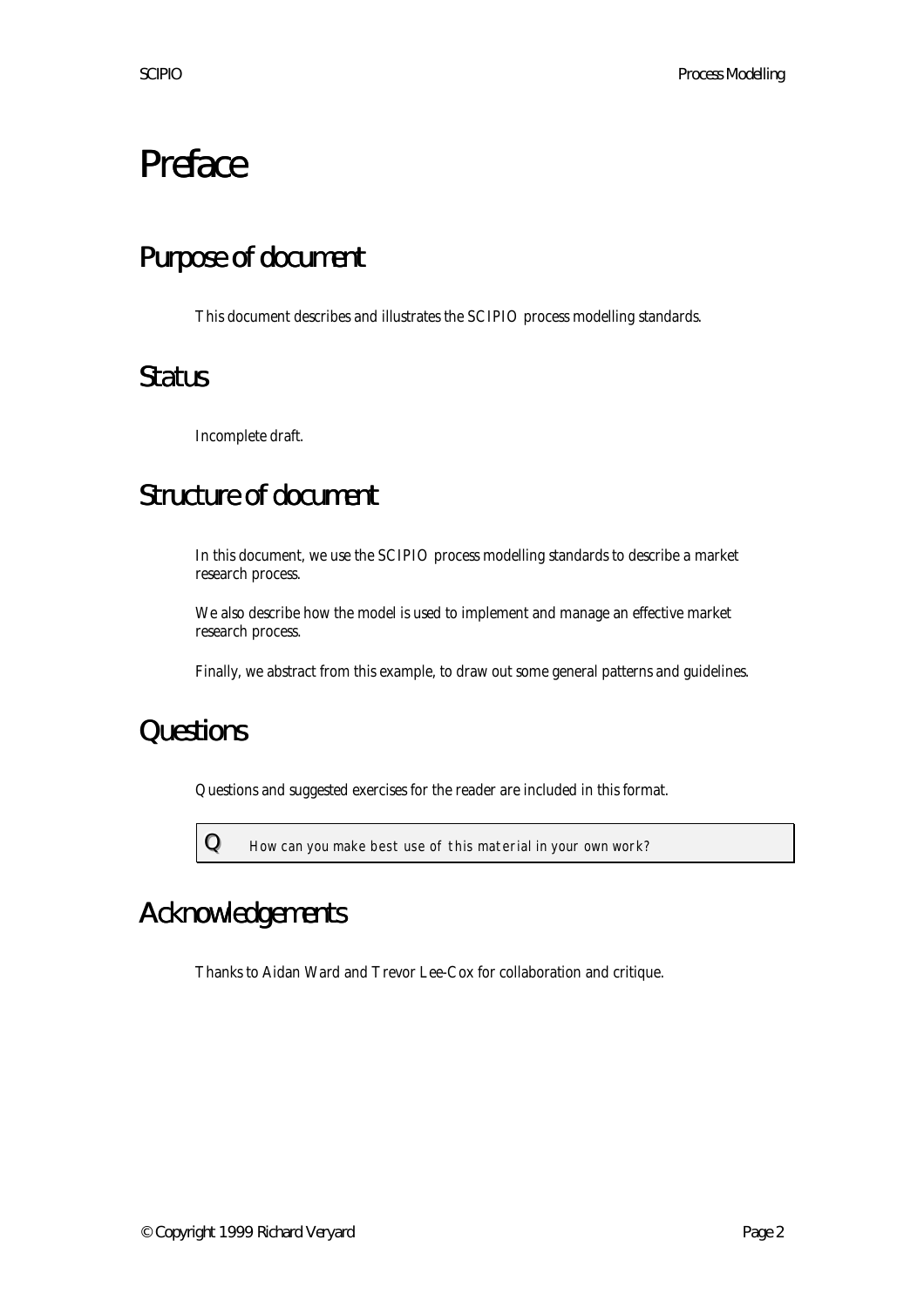# Preface

## Purpose of document

This document describes and illustrates the SCIPIO process modelling standards.

## Status

Incomplete draft.

## Structure of document

In this document, we use the SCIPIO process modelling standards to describe a market research process.

We also describe how the model is used to implement and manage an effective market research process.

Finally, we abstract from this example, to draw out some general patterns and guidelines.

## Questions

Questions and suggested exercises for the reader are included in this format.

> **Q** *How can you make best use of this material in your own work?*

## Acknowledgements

Thanks to Aidan Ward and Trevor Lee-Cox for collaboration and critique.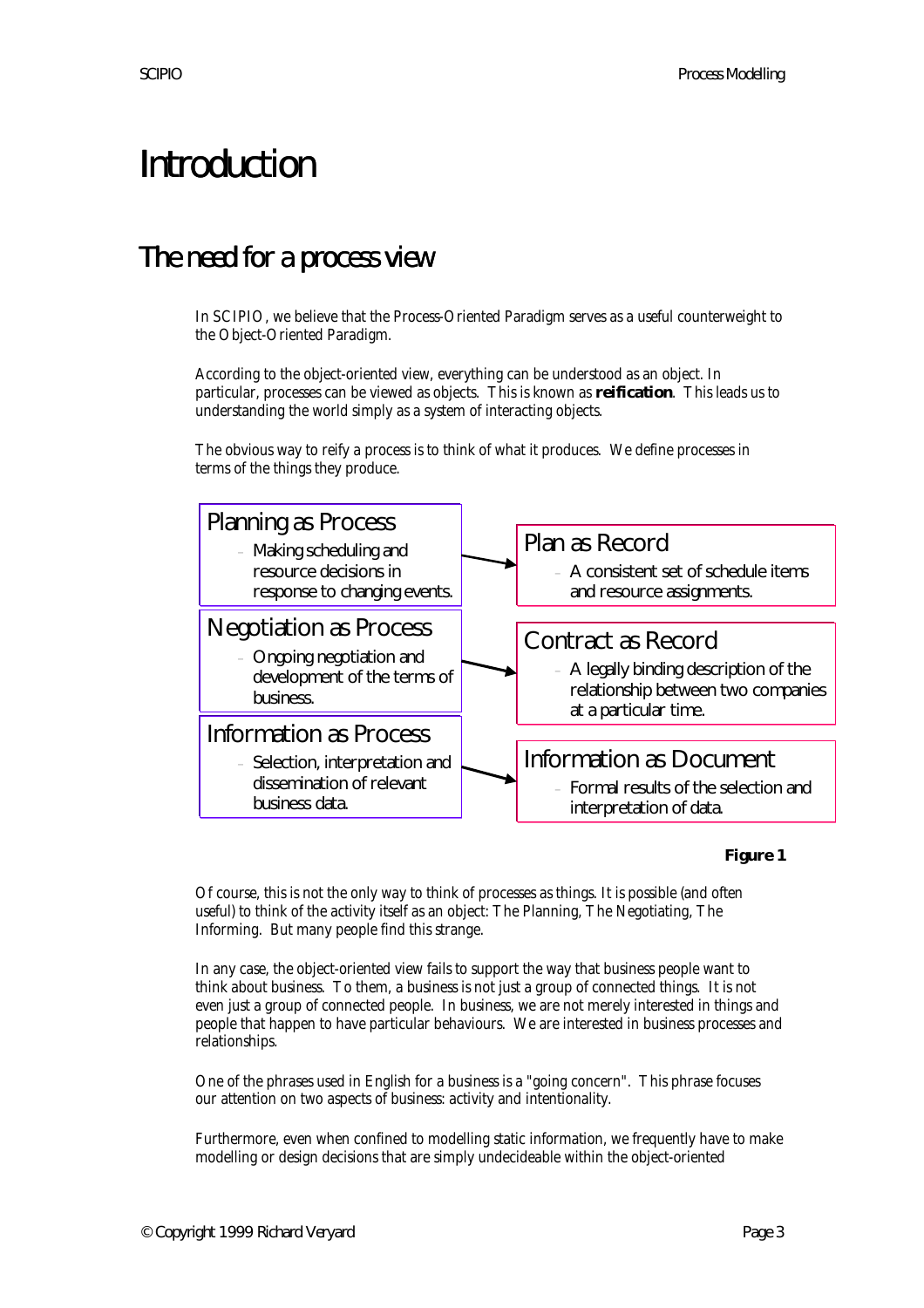# Introduction

## The need for a process view

In SCIPIO, we believe that the Process-Oriented Paradigm serves as a useful counterweight to the Object-Oriented Paradigm.

According to the object-oriented view, everything can be understood as an object. In particular, processes can be viewed as objects. This is known as **reification**. This leads us to understanding the world simply as a system of interacting objects.

The obvious way to reify a process is to think of what it produces. We define processes in terms of the things they produce.

| Process | | Record |
|---|---|---|
| **Planning as Process** – Making scheduling and resource decisions in response to changing events. | → | **Plan as Record** – A consistent set of schedule items and resource assignments. |
| **Negotiation as Process** – Ongoing negotiation and development of the terms of business. | → | **Contract as Record** – A legally binding description of the relationship between two companies at a particular time. |
| **Information as Process** – Selection, interpretation and dissemination of relevant business data. | → | **Information as Document** – Formal results of the selection and interpretation of data. |

**Figure 1**

Of course, this is not the only way to think of processes as things. It is possible (and often useful) to think of the activity itself as an object: The Planning, The Negotiating, The Informing. But many people find this strange.

In any case, the object-oriented view fails to support the way that business people want to think about business. To them, a business is not just a group of connected things. It is not even just a group of connected people. In business, we are not merely interested in things and people that happen to have particular behaviours. We are interested in business processes and relationships.

One of the phrases used in English for a business is a "going concern". This phrase focuses our attention on two aspects of business: activity and intentionality.

Furthermore, even when confined to modelling static information, we frequently have to make modelling or design decisions that are simply undecideable within the object-oriented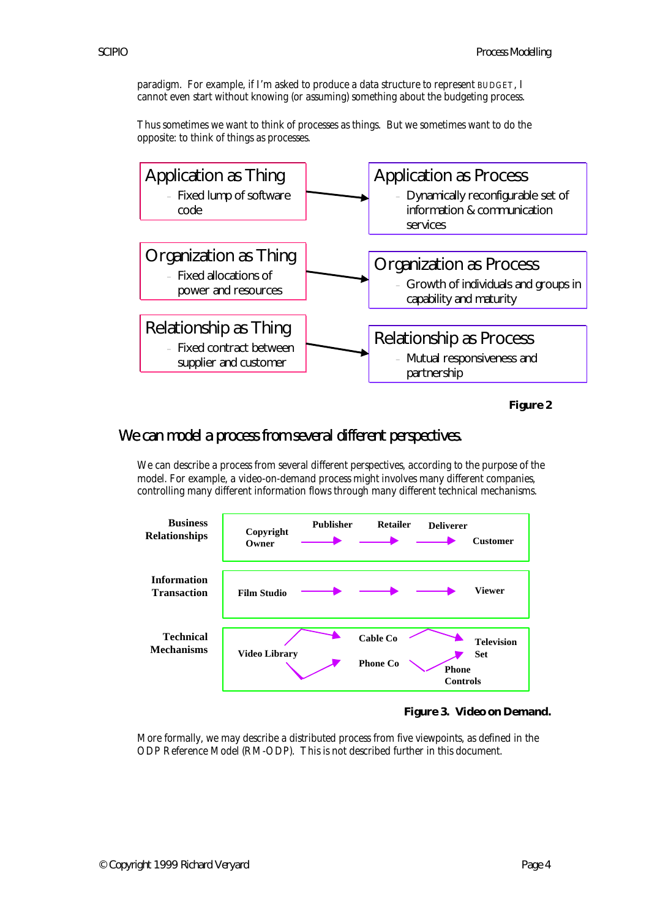paradigm. For example, if I'm asked to produce a data structure to represent BUDGET, I cannot even start without knowing (or assuming) something about the budgeting process.

Thus sometimes we want to think of processes as things. But we sometimes want to do the opposite: to think of things as processes.

**Application as Thing**
- Fixed lump of software code

→ **Application as Process**
- Dynamically reconfigurable set of information & communication services

**Organization as Thing**
- Fixed allocations of power and resources

→ **Organization as Process**
- Growth of individuals and groups in capability and maturity

**Relationship as Thing**
- Fixed contract between supplier and customer

→ **Relationship as Process**
- Mutual responsiveness and partnership

**Figure 2**

## We can model a process from several different perspectives.

We can describe a process from several different perspectives, according to the purpose of the model. For example, a video-on-demand process might involves many different companies, controlling many different information flows through many different technical mechanisms.

**Business Relationships:** Copyright Owner → Publisher → Retailer → Deliverer → Customer

**Information Transaction:** Film Studio → → → Viewer

**Technical Mechanisms:** Video Library → Cable Co / Phone Co → Television Set / Phone Controls

**Figure 3. Video on Demand.**

More formally, we may describe a distributed process from five viewpoints, as defined in the ODP Reference Model (RM-ODP). This is not described further in this document.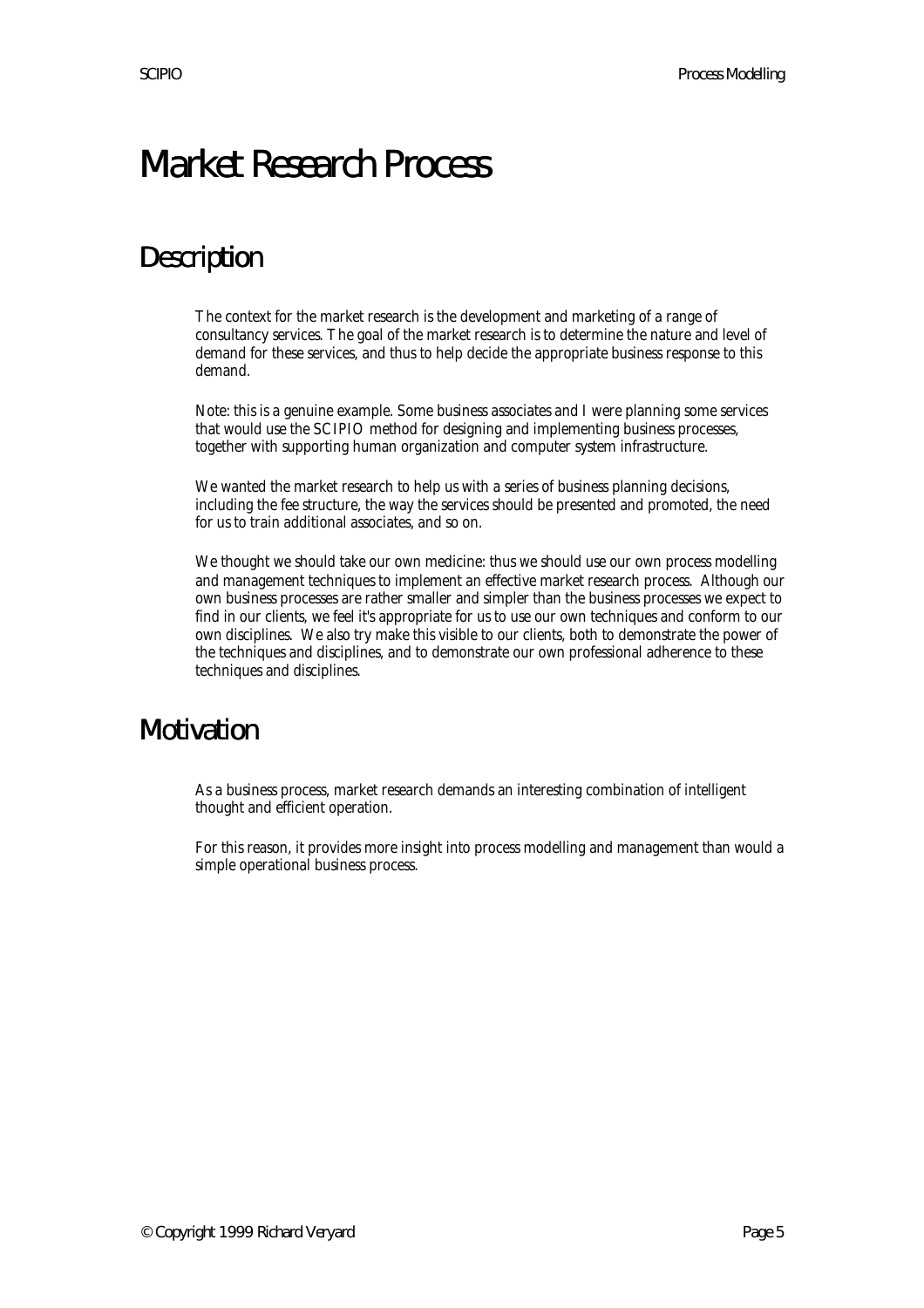# Market Research Process

## Description

The context for the market research is the development and marketing of a range of consultancy services. The goal of the market research is to determine the nature and level of demand for these services, and thus to help decide the appropriate business response to this demand.

Note: this is a genuine example. Some business associates and I were planning some services that would use the SCIPIO method for designing and implementing business processes, together with supporting human organization and computer system infrastructure.

We wanted the market research to help us with a series of business planning decisions, including the fee structure, the way the services should be presented and promoted, the need for us to train additional associates, and so on.

We thought we should take our own medicine: thus we should use our own process modelling and management techniques to implement an effective market research process. Although our own business processes are rather smaller and simpler than the business processes we expect to find in our clients, we feel it's appropriate for us to use our own techniques and conform to our own disciplines. We also try make this visible to our clients, both to demonstrate the power of the techniques and disciplines, and to demonstrate our own professional adherence to these techniques and disciplines.

## Motivation

As a business process, market research demands an interesting combination of intelligent thought and efficient operation.

For this reason, it provides more insight into process modelling and management than would a simple operational business process.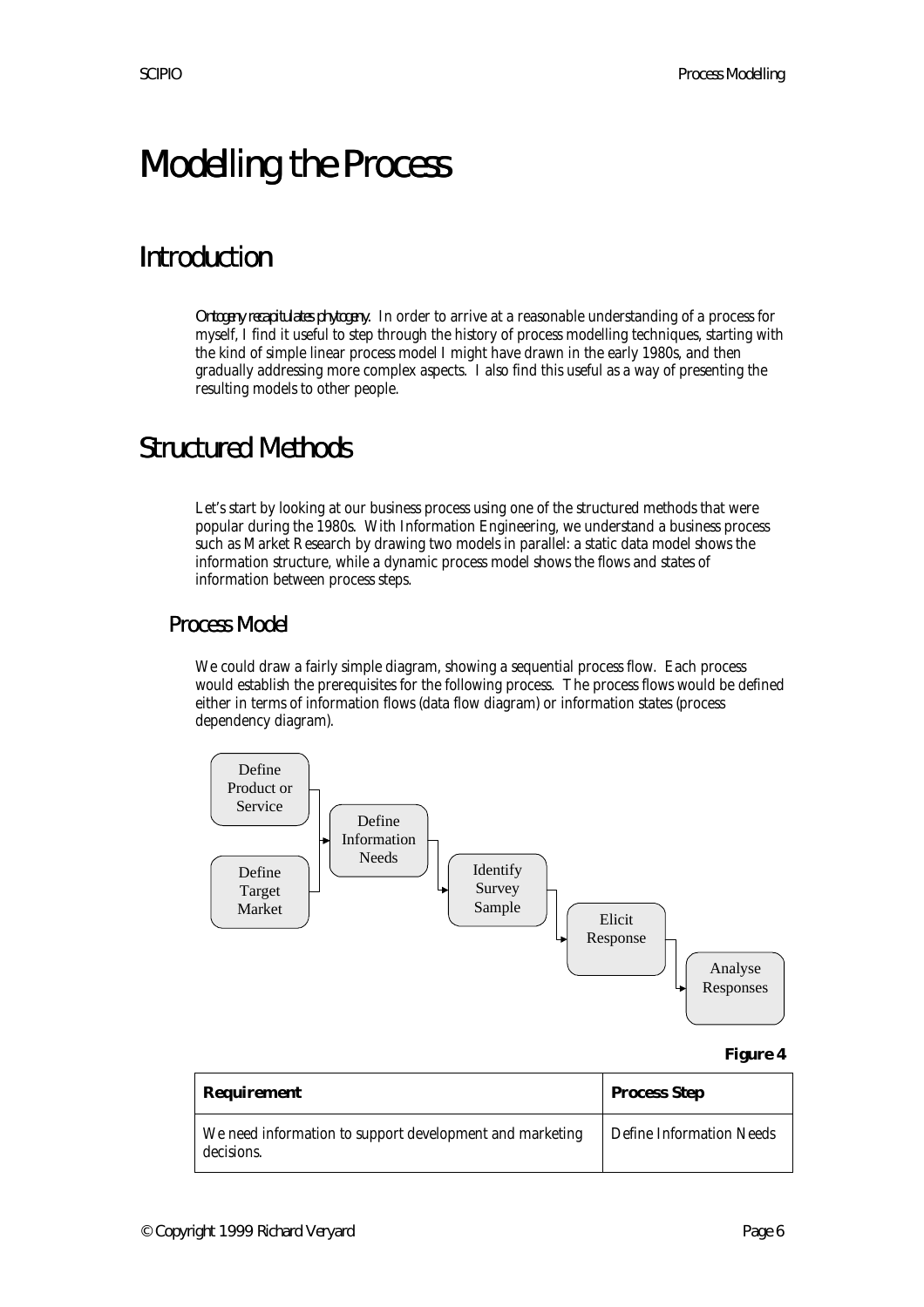# Modelling the Process

## Introduction

*Ontogeny recapitulates phylogeny.* In order to arrive at a reasonable understanding of a process for myself, I find it useful to step through the history of process modelling techniques, starting with the kind of simple linear process model I might have drawn in the early 1980s, and then gradually addressing more complex aspects. I also find this useful as a way of presenting the resulting models to other people.

## Structured Methods

Let's start by looking at our business process using one of the structured methods that were popular during the 1980s. With Information Engineering, we understand a business process such as Market Research by drawing two models in parallel: a static data model shows the information structure, while a dynamic process model shows the flows and states of information between process steps.

### Process Model

We could draw a fairly simple diagram, showing a sequential process flow. Each process would establish the prerequisites for the following process. The process flows would be defined either in terms of information flows (data flow diagram) or information states (process dependency diagram).

Define Product or Service → Define Information Needs
Define Target Market → Define Information Needs
Define Information Needs → Identify Survey Sample → Elicit Response → Analyse Responses

**Figure 4**

| **Requirement** | **Process Step** |
|---|---|
| We need information to support development and marketing decisions. | Define Information Needs |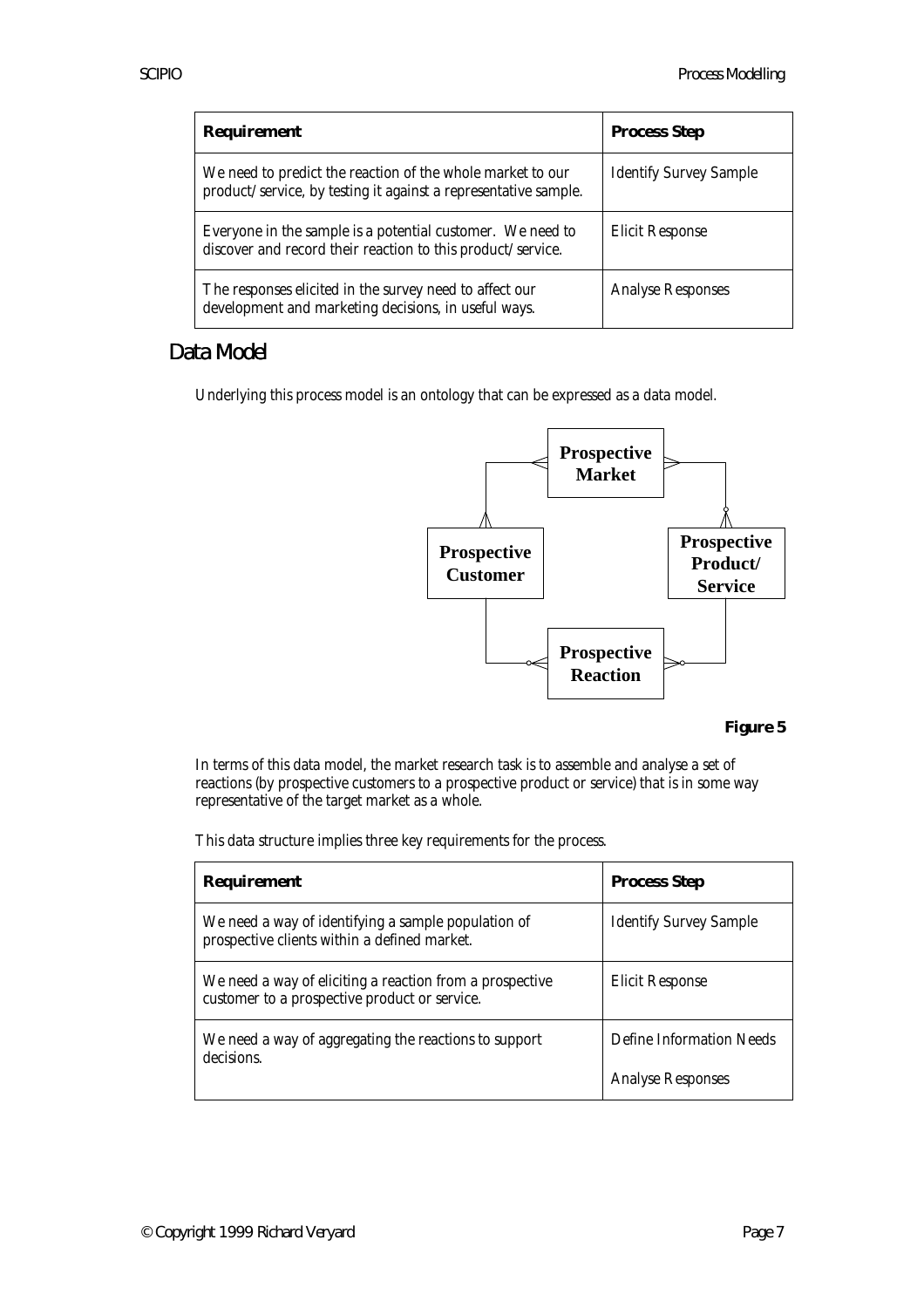| Requirement | Process Step |
|---|---|
| We need to predict the reaction of the whole market to our product/service, by testing it against a representative sample. | Identify Survey Sample |
| Everyone in the sample is a potential customer. We need to discover and record their reaction to this product/service. | Elicit Response |
| The responses elicited in the survey need to affect our development and marketing decisions, in useful ways. | Analyse Responses |

## Data Model

Underlying this process model is an ontology that can be expressed as a data model.

**Figure 5**

In terms of this data model, the market research task is to assemble and analyse a set of reactions (by prospective customers to a prospective product or service) that is in some way representative of the target market as a whole.

This data structure implies three key requirements for the process.

| Requirement | Process Step |
|---|---|
| We need a way of identifying a sample population of prospective clients within a defined market. | Identify Survey Sample |
| We need a way of eliciting a reaction from a prospective customer to a prospective product or service. | Elicit Response |
| We need a way of aggregating the reactions to support decisions. | Define Information Needs<br>Analyse Responses |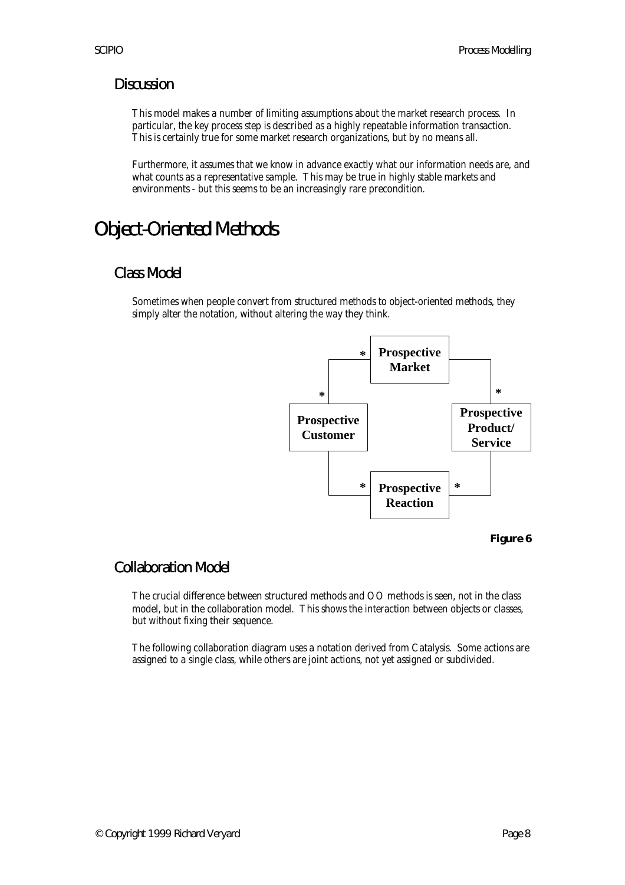## Discussion

This model makes a number of limiting assumptions about the market research process. In particular, the key process step is described as a highly repeatable information transaction. This is certainly true for some market research organizations, but by no means all.

Furthermore, it assumes that we know in advance exactly what our information needs are, and what counts as a representative sample. This may be true in highly stable markets and environments - but this seems to be an increasingly rare precondition.

# Object-Oriented Methods

## Class Model

Sometimes when people convert from structured methods to object-oriented methods, they simply alter the notation, without altering the way they think.

**Figure 6**

## Collaboration Model

The crucial difference between structured methods and OO methods is seen, not in the class model, but in the collaboration model. This shows the interaction between objects or classes, but without fixing their sequence.

The following collaboration diagram uses a notation derived from Catalysis. Some actions are assigned to a single class, while others are joint actions, not yet assigned or subdivided.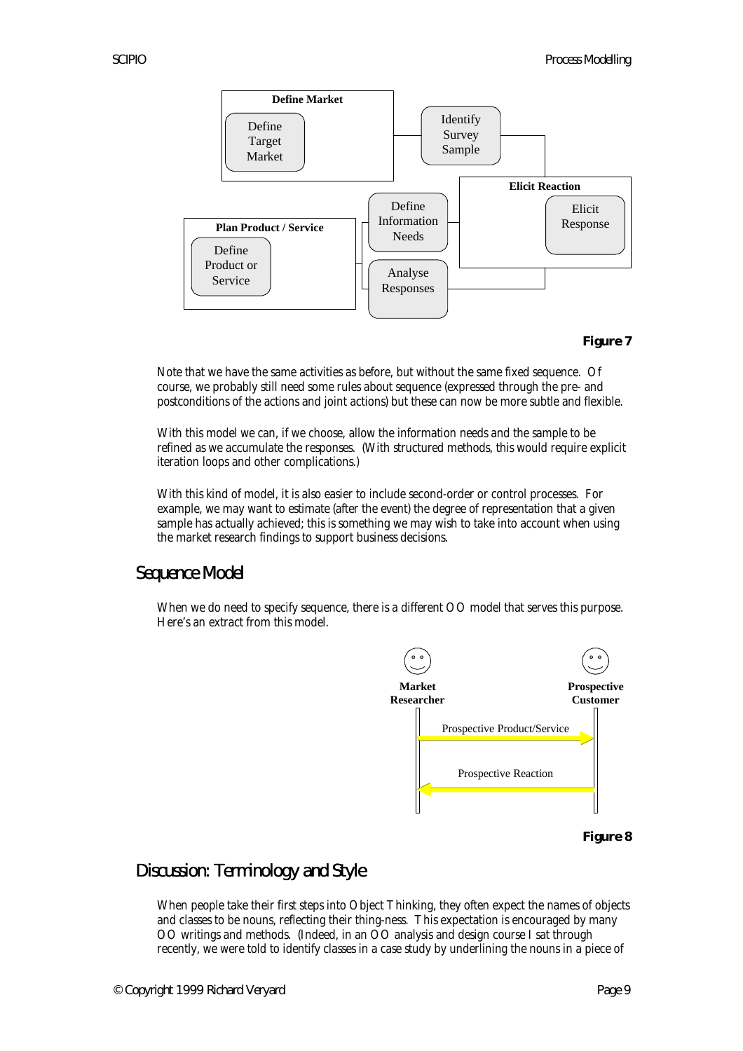Figure 7

Note that we have the same activities as before, but without the same fixed sequence. Of course, we probably still need some rules about sequence (expressed through the pre- and postconditions of the actions and joint actions) but these can now be more subtle and flexible.

With this model we can, if we choose, allow the information needs and the sample to be refined as we accumulate the responses. (With structured methods, this would require explicit iteration loops and other complications.)

With this kind of model, it is also easier to include second-order or control processes. For example, we may want to estimate (after the event) the degree of representation that a given sample has actually achieved; this is something we may wish to take into account when using the market research findings to support business decisions.

## Sequence Model

When we do need to specify sequence, there is a different OO model that serves this purpose. Here's an extract from this model.

Figure 8

## Discussion: Terminology and Style

When people take their first steps into Object Thinking, they often expect the names of objects and classes to be nouns, reflecting their thing-ness. This expectation is encouraged by many OO writings and methods. (Indeed, in an OO analysis and design course I sat through recently, we were told to identify classes in a case study by underlining the nouns in a piece of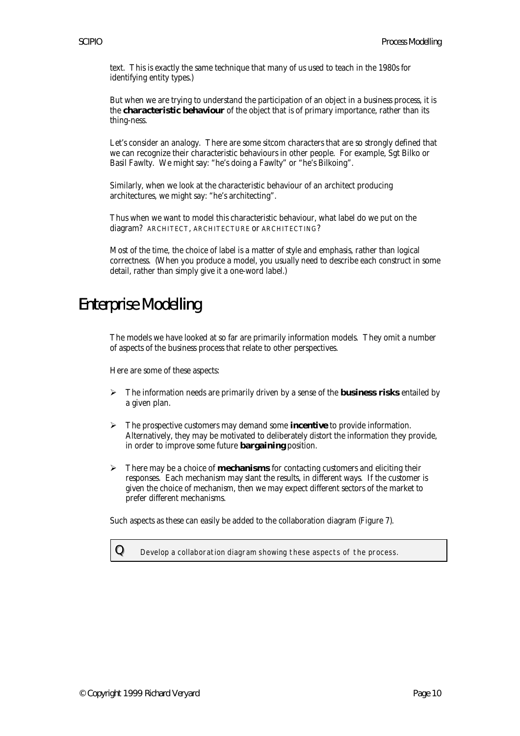text. This is exactly the same technique that many of us used to teach in the 1980s for identifying entity types.)

But when we are trying to understand the participation of an object in a business process, it is the **characteristic behaviour** of the object that is of primary importance, rather than its thing-ness.

Let's consider an analogy. There are some sitcom characters that are so strongly defined that we can recognize their characteristic behaviours in other people. For example, Sgt Bilko or Basil Fawlty. We might say: "he's doing a Fawlty" or "he's Bilkoing".

Similarly, when we look at the characteristic behaviour of an architect producing architectures, we might say: "he's architecting".

Thus when we want to model this characteristic behaviour, what label do we put on the diagram? ARCHITECT, ARCHITECTURE or ARCHITECTING?

Most of the time, the choice of label is a matter of style and emphasis, rather than logical correctness. (When you produce a model, you usually need to describe each construct in some detail, rather than simply give it a one-word label.)

# Enterprise Modelling

The models we have looked at so far are primarily information models. They omit a number of aspects of the business process that relate to other perspectives.

Here are some of these aspects:

- The information needs are primarily driven by a sense of the **business risks** entailed by a given plan.
- The prospective customers may demand some **incentive** to provide information. Alternatively, they may be motivated to deliberately distort the information they provide, in order to improve some future **bargaining** position.
- There may be a choice of **mechanisms** for contacting customers and eliciting their responses. Each mechanism may slant the results, in different ways. If the customer is given the choice of mechanism, then we may expect different sectors of the market to prefer different mechanisms.

Such aspects as these can easily be added to the collaboration diagram (Figure 7).

**Q** *Develop a collaboration diagram showing these aspects of the process.*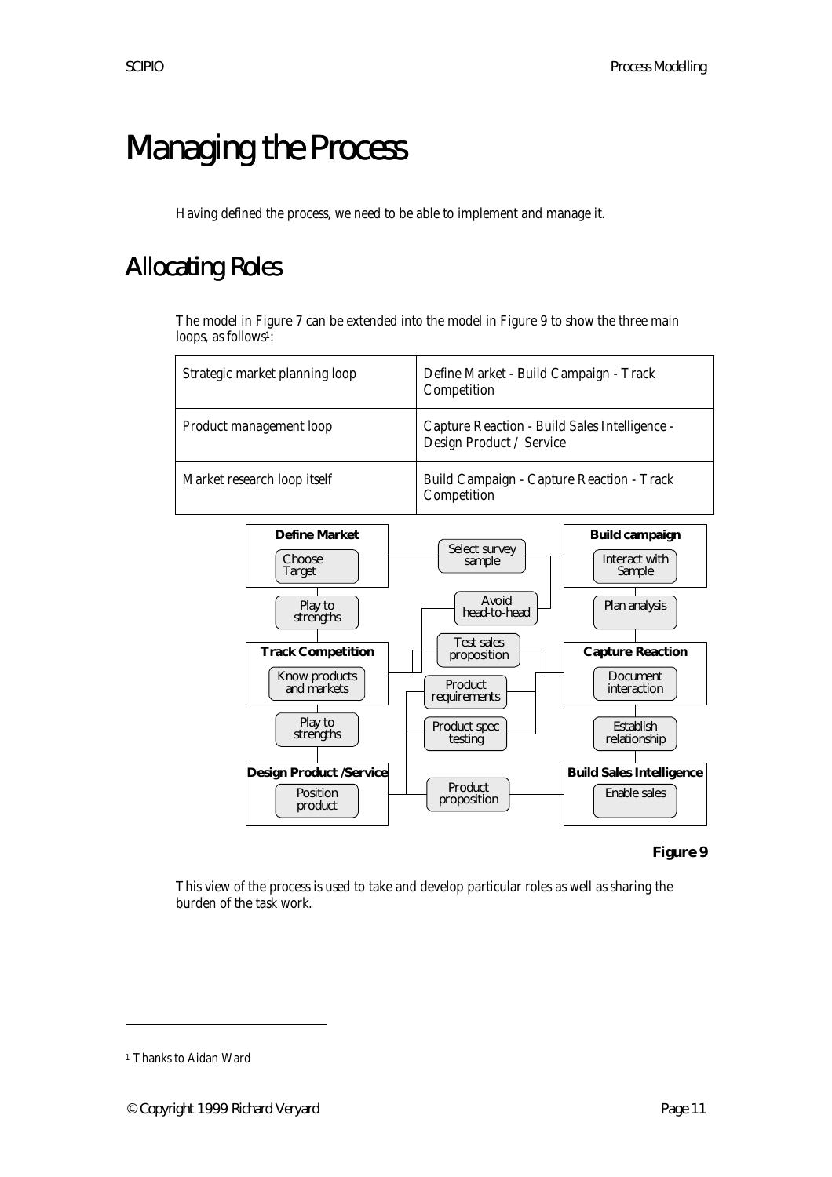# Managing the Process

Having defined the process, we need to be able to implement and manage it.

## Allocating Roles

The model in Figure 7 can be extended into the model in Figure 9 to show the three main loops, as follows[1]:

| Strategic market planning loop | Define Market - Build Campaign - Track Competition |
|---|---|
| Product management loop | Capture Reaction - Build Sales Intelligence - Design Product / Service |
| Market research loop itself | Build Campaign - Capture Reaction - Track Competition |

**Define Market**: Choose Target

**Build campaign**: Interact with Sample

**Track Competition**: Know products and markets

**Capture Reaction**: Document interaction

**Design Product /Service**: Position product

**Build Sales Intelligence**: Enable sales

Select survey sample

Avoid head-to-head

Test sales proposition

Product requirements

Product spec testing

Product proposition

Play to strengths

Plan analysis

Play to strengths

Establish relationship

**Figure 9**

This view of the process is used to take and develop particular roles as well as sharing the burden of the task work.

[1] Thanks to Aidan Ward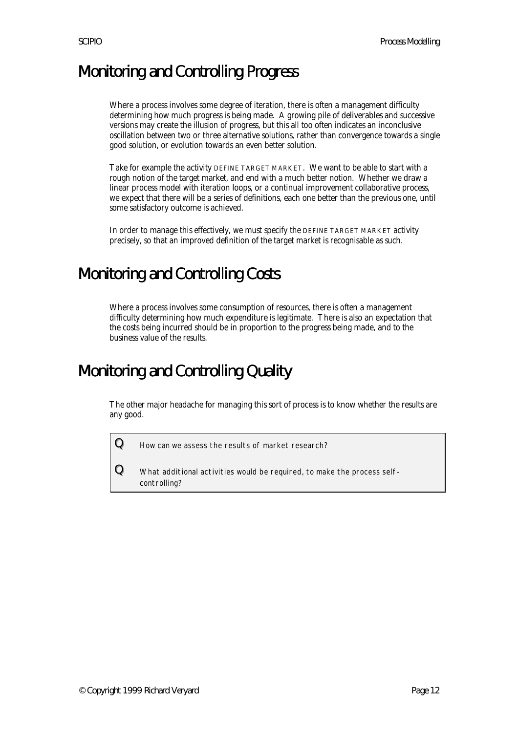# Monitoring and Controlling Progress

Where a process involves some degree of iteration, there is often a management difficulty determining how much progress is being made. A growing pile of deliverables and successive versions may create the illusion of progress, but this all too often indicates an inconclusive oscillation between two or three alternative solutions, rather than convergence towards a single good solution, or evolution towards an even better solution.

Take for example the activity DEFINE TARGET MARKET. We want to be able to start with a rough notion of the target market, and end with a much better notion. Whether we draw a linear process model with iteration loops, or a continual improvement collaborative process, we expect that there will be a series of definitions, each one better than the previous one, until some satisfactory outcome is achieved.

In order to manage this effectively, we must specify the DEFINE TARGET MARKET activity precisely, so that an improved definition of the target market is recognisable as such.

# Monitoring and Controlling Costs

Where a process involves some consumption of resources, there is often a management difficulty determining how much expenditure is legitimate. There is also an expectation that the costs being incurred should be in proportion to the progress being made, and to the business value of the results.

# Monitoring and Controlling Quality

The other major headache for managing this sort of process is to know whether the results are any good.

**Q** How can we assess the results of market research?

**Q** What additional activities would be required, to make the process self-controlling?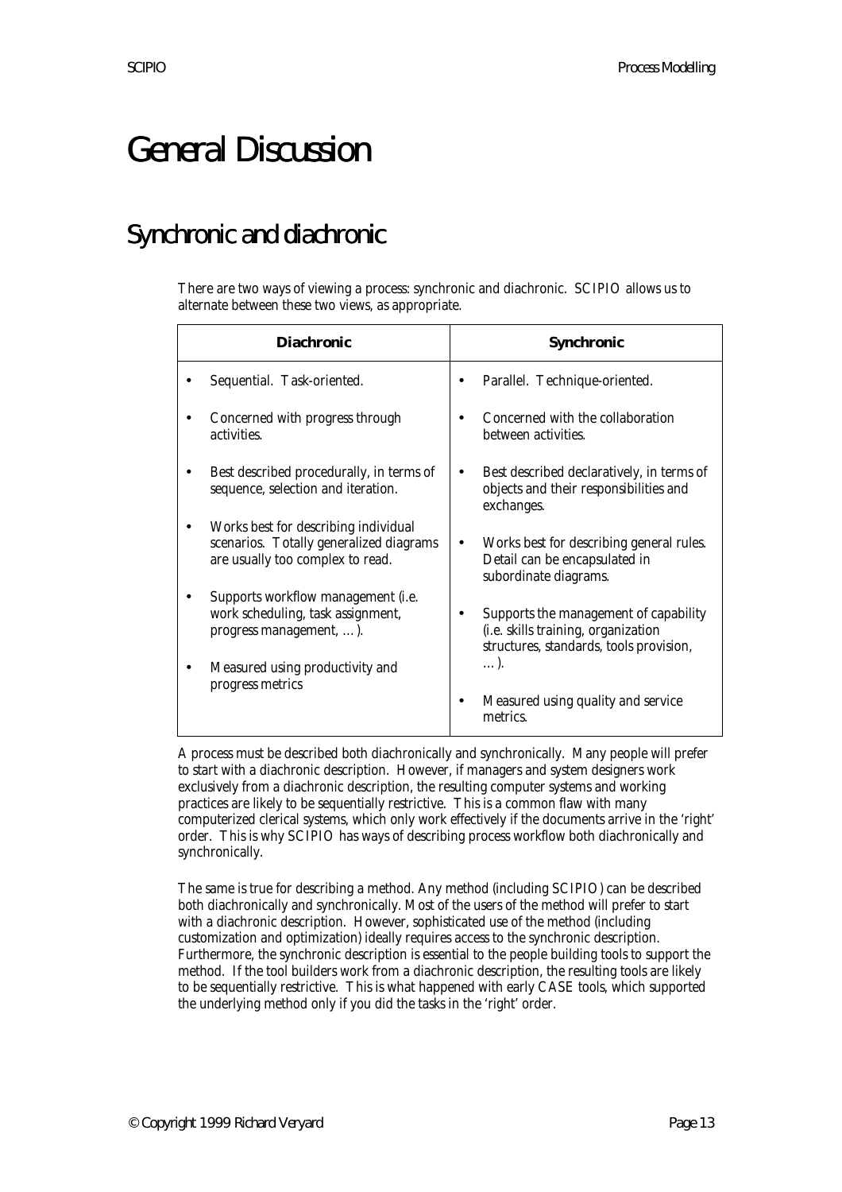# General Discussion

## Synchronic and diachronic

There are two ways of viewing a process: synchronic and diachronic. SCIPIO allows us to alternate between these two views, as appropriate.

| **Diachronic** | **Synchronic** |
|---|---|
| • Sequential. Task-oriented. | • Parallel. Technique-oriented. |
| • Concerned with progress through activities. | • Concerned with the collaboration between activities. |
| • Best described procedurally, in terms of sequence, selection and iteration. | • Best described declaratively, in terms of objects and their responsibilities and exchanges. |
| • Works best for describing individual scenarios. Totally generalized diagrams are usually too complex to read. | • Works best for describing general rules. Detail can be encapsulated in subordinate diagrams. |
| • Supports workflow management (i.e. work scheduling, task assignment, progress management, …). | • Supports the management of capability (i.e. skills training, organization structures, standards, tools provision, …). |
| • Measured using productivity and progress metrics | • Measured using quality and service metrics. |

A process must be described both diachronically and synchronically. Many people will prefer to start with a diachronic description. However, if managers and system designers work exclusively from a diachronic description, the resulting computer systems and working practices are likely to be sequentially restrictive. This is a common flaw with many computerized clerical systems, which only work effectively if the documents arrive in the 'right' order. This is why SCIPIO has ways of describing process workflow both diachronically and synchronically.

The same is true for describing a method. Any method (including SCIPIO) can be described both diachronically and synchronically. Most of the users of the method will prefer to start with a diachronic description. However, sophisticated use of the method (including customization and optimization) ideally requires access to the synchronic description. Furthermore, the synchronic description is essential to the people building tools to support the method. If the tool builders work from a diachronic description, the resulting tools are likely to be sequentially restrictive. This is what happened with early CASE tools, which supported the underlying method only if you did the tasks in the 'right' order.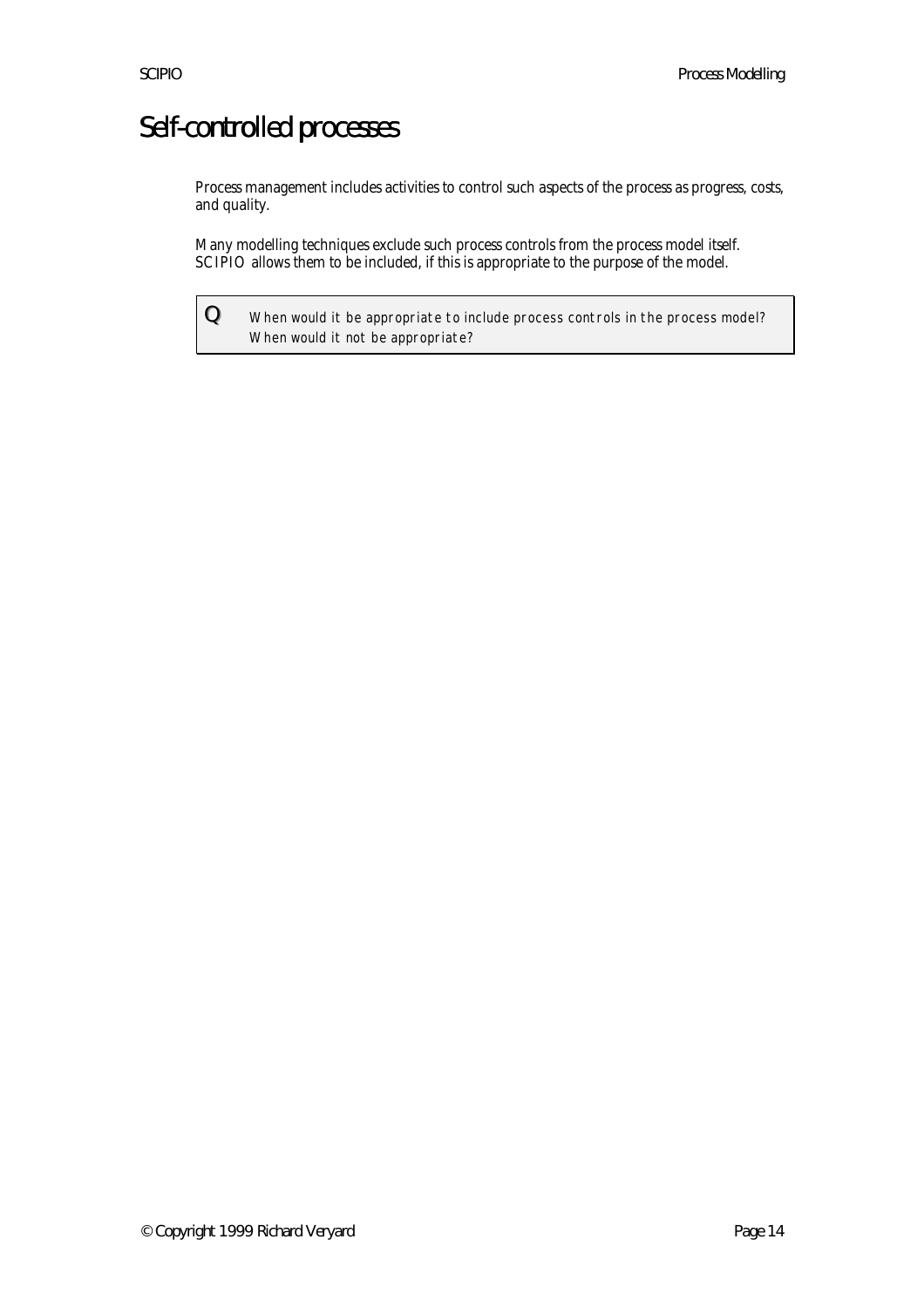# Self-controlled processes

Process management includes activities to control such aspects of the process as progress, costs, and quality.

Many modelling techniques exclude such process controls from the process model itself. SCIPIO allows them to be included, if this is appropriate to the purpose of the model.

> **Q** When would it be appropriate to include process controls in the process model? When would it not be appropriate?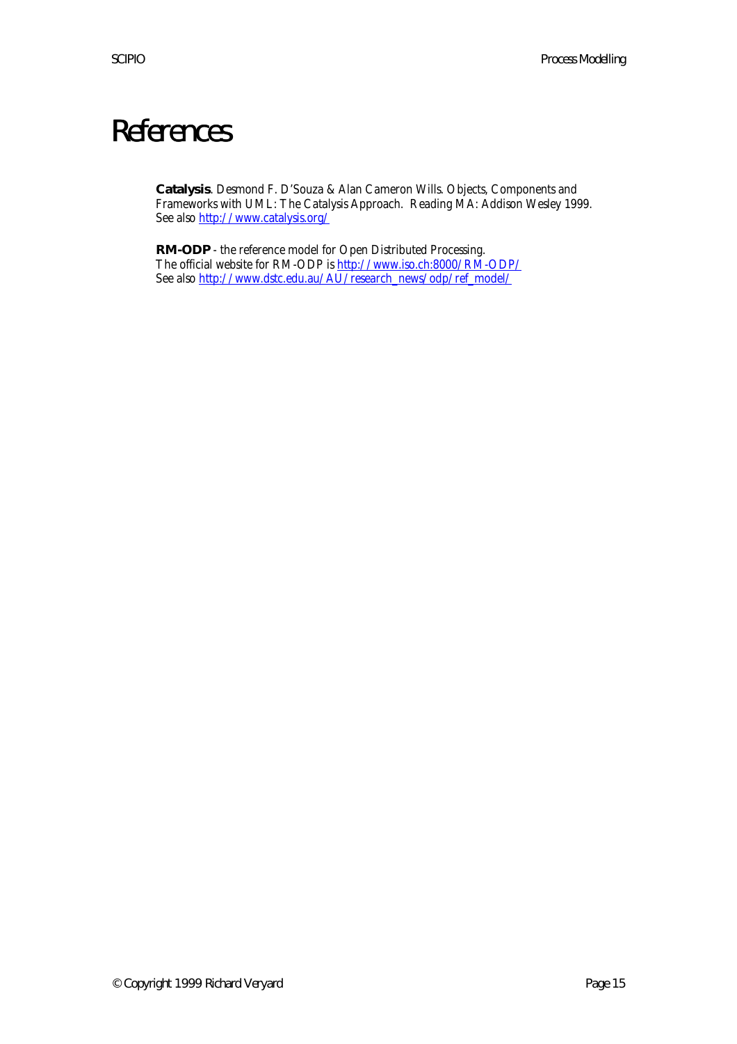# References

**Catalysis**. Desmond F. D'Souza & Alan Cameron Wills. Objects, Components and Frameworks with UML: The Catalysis Approach. Reading MA: Addison Wesley 1999. See also http://www.catalysis.org/

**RM-ODP** - the reference model for Open Distributed Processing.
The official website for RM-ODP is http://www.iso.ch:8000/RM-ODP/
See also http://www.dstc.edu.au/AU/research_news/odp/ref_model/